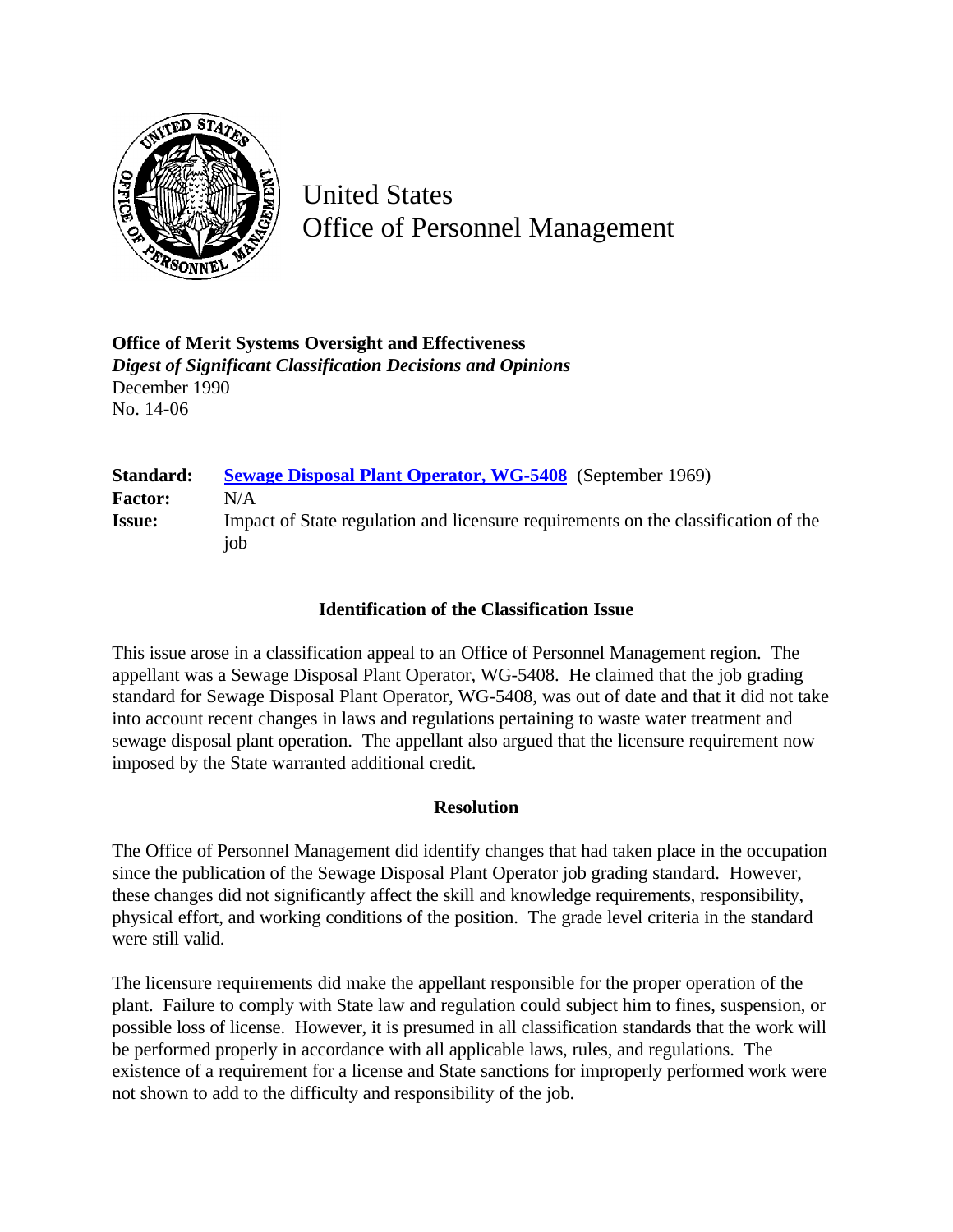# United States Office of Personnel Management

**Office of Merit Systems Oversight and Effectiveness**
***Digest of Significant Classification Decisions and Opinions***
December 1990
No. 14-06

| | |
|---|---|
| **Standard:** | Sewage Disposal Plant Operator, WG-5408 (September 1969) |
| **Factor:** | N/A |
| **Issue:** | Impact of State regulation and licensure requirements on the classification of the job |

### Identification of the Classification Issue

This issue arose in a classification appeal to an Office of Personnel Management region. The appellant was a Sewage Disposal Plant Operator, WG-5408. He claimed that the job grading standard for Sewage Disposal Plant Operator, WG-5408, was out of date and that it did not take into account recent changes in laws and regulations pertaining to waste water treatment and sewage disposal plant operation. The appellant also argued that the licensure requirement now imposed by the State warranted additional credit.

### Resolution

The Office of Personnel Management did identify changes that had taken place in the occupation since the publication of the Sewage Disposal Plant Operator job grading standard. However, these changes did not significantly affect the skill and knowledge requirements, responsibility, physical effort, and working conditions of the position. The grade level criteria in the standard were still valid.

The licensure requirements did make the appellant responsible for the proper operation of the plant. Failure to comply with State law and regulation could subject him to fines, suspension, or possible loss of license. However, it is presumed in all classification standards that the work will be performed properly in accordance with all applicable laws, rules, and regulations. The existence of a requirement for a license and State sanctions for improperly performed work were not shown to add to the difficulty and responsibility of the job.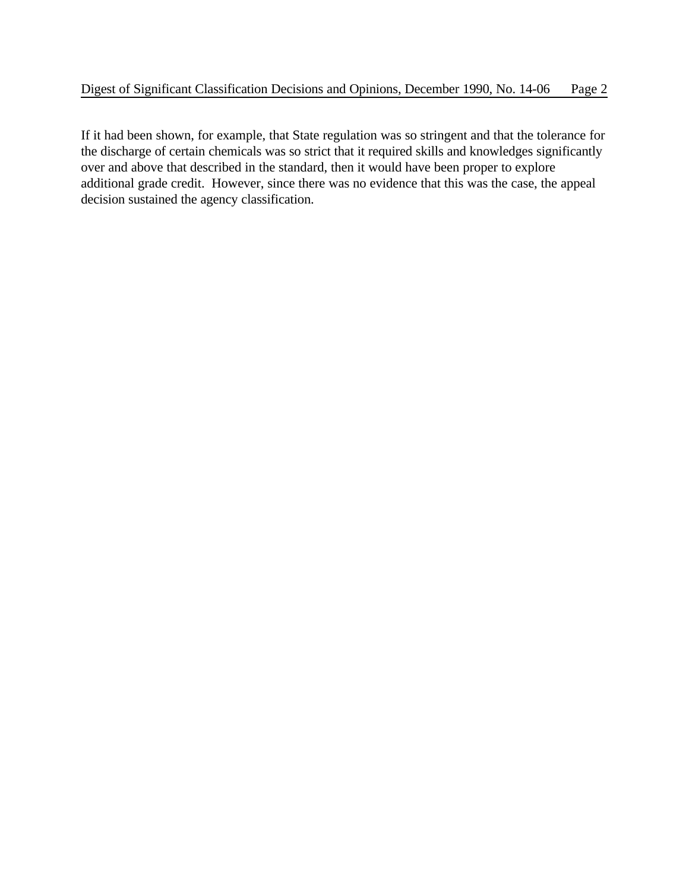If it had been shown, for example, that State regulation was so stringent and that the tolerance for the discharge of certain chemicals was so strict that it required skills and knowledges significantly over and above that described in the standard, then it would have been proper to explore additional grade credit.  However, since there was no evidence that this was the case, the appeal decision sustained the agency classification.